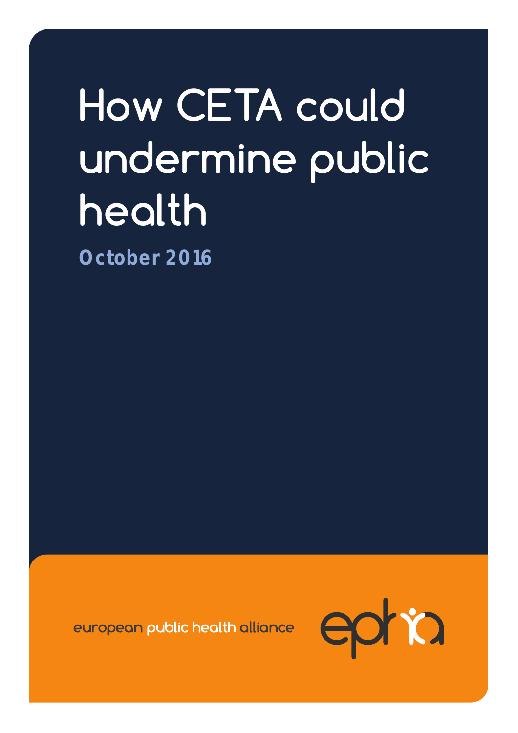# How CETA could undermine public health

**October 2016**

european public health alliance

epha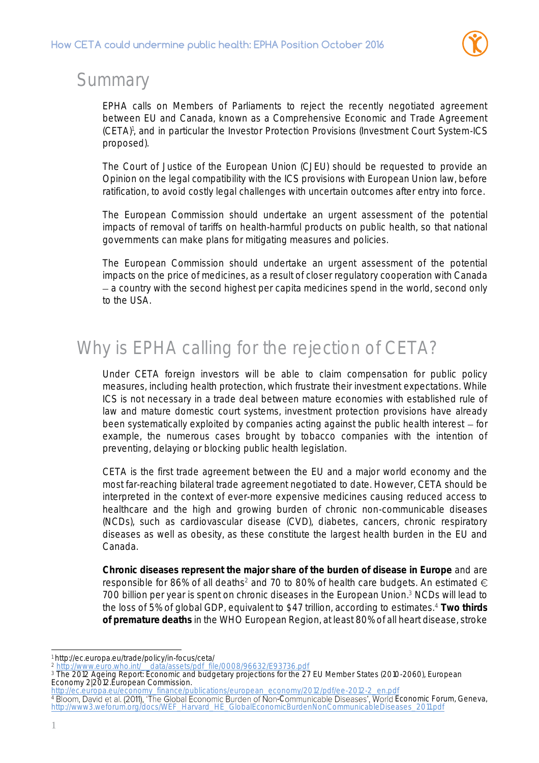## Summary

EPHA calls on Members of Parliaments to reject the recently negotiated agreement between EU and Canada, known as a Comprehensive Economic and Trade Agreement (CETA)[1], and in particular the Investor Protection Provisions (Investment Court System-ICS proposed).

The Court of Justice of the European Union (CJEU) should be requested to provide an Opinion on the legal compatibility with the ICS provisions with European Union law, before ratification, to avoid costly legal challenges with uncertain outcomes after entry into force.

The European Commission should undertake an urgent assessment of the potential impacts of removal of tariffs on health-harmful products on public health, so that national governments can make plans for mitigating measures and policies.

The European Commission should undertake an urgent assessment of the potential impacts on the price of medicines, as a result of closer regulatory cooperation with Canada – a country with the second highest per capita medicines spend in the world, second only to the USA.

## Why is EPHA calling for the rejection of CETA?

Under CETA foreign investors will be able to claim compensation for public policy measures, including health protection, which frustrate their investment expectations. While ICS is not necessary in a trade deal between mature economies with established rule of law and mature domestic court systems, investment protection provisions have already been systematically exploited by companies acting against the public health interest – for example, the numerous cases brought by tobacco companies with the intention of preventing, delaying or blocking public health legislation.

CETA is the first trade agreement between the EU and a major world economy and the most far-reaching bilateral trade agreement negotiated to date. However, CETA should be interpreted in the context of ever-more expensive medicines causing reduced access to healthcare and the high and growing burden of chronic non-communicable diseases (NCDs), such as cardiovascular disease (CVD), diabetes, cancers, chronic respiratory diseases as well as obesity, as these constitute the largest health burden in the EU and Canada.

**Chronic diseases represent the major share of the burden of disease in Europe** and are responsible for 86% of all deaths[2] and 70 to 80% of health care budgets. An estimated € 700 billion per year is spent on chronic diseases in the European Union.[3] NCDs will lead to the loss of 5% of global GDP, equivalent to $47 trillion, according to estimates.[4] **Two thirds of premature deaths** in the WHO European Region, at least 80% of all heart disease, stroke

---

[1] http://ec.europa.eu/trade/policy/in-focus/ceta/

[2] http://www.euro.who.int/__data/assets/pdf_file/0008/96632/E93736.pdf

[3] The 2012 Ageing Report: Economic and budgetary projections for the 27 EU Member States (2010-2060), European Economy 2|2012.European Commission. http://ec.europa.eu/economy_finance/publications/european_economy/2012/pdf/ee-2012-2_en.pdf

[4] Bloom, David et al. (2011), 'The Global Economic Burden of Non-Communicable Diseases', World Economic Forum, Geneva, http://www3.weforum.org/docs/WEF_Harvard_HE_GlobalEconomicBurdenNonCommunicableDiseases_2011.pdf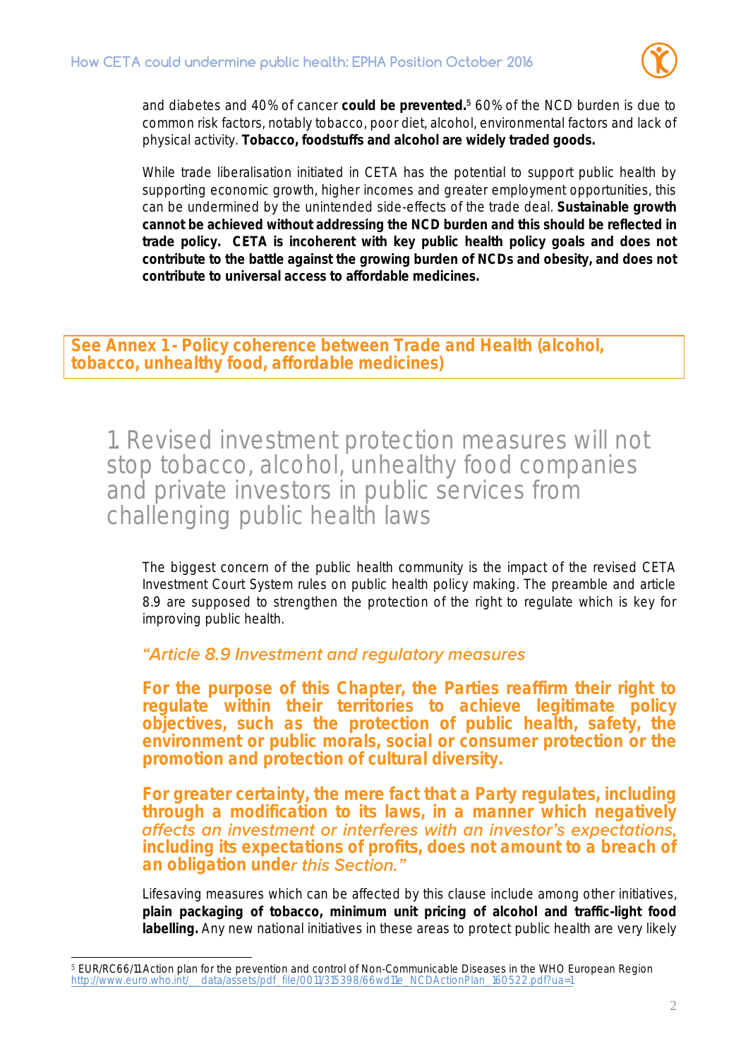and diabetes and 40% of cancer **could be prevented.**[5] 60% of the NCD burden is due to common risk factors, notably tobacco, poor diet, alcohol, environmental factors and lack of physical activity. **Tobacco, foodstuffs and alcohol are widely traded goods.**

While trade liberalisation initiated in CETA has the potential to support public health by supporting economic growth, higher incomes and greater employment opportunities, this can be undermined by the unintended side-effects of the trade deal. **Sustainable growth cannot be achieved without addressing the NCD burden and this should be reflected in trade policy. CETA is incoherent with key public health policy goals and does not contribute to the battle against the growing burden of NCDs and obesity, and does not contribute to universal access to affordable medicines.**

**See Annex 1 - Policy coherence between Trade and Health (alcohol, tobacco, unhealthy food, affordable medicines)**

## 1 Revised investment protection measures will not stop tobacco, alcohol, unhealthy food companies and private investors in public services from challenging public health laws

The biggest concern of the public health community is the impact of the revised CETA Investment Court System rules on public health policy making. The preamble and article 8.9 are supposed to strengthen the protection of the right to regulate which is key for improving public health.

*"Article 8.9 Investment and regulatory measures*

**For the purpose of this Chapter, the Parties reaffirm their right to regulate within their territories to achieve legitimate policy objectives, such as the protection of public health, safety, the environment or public morals, social or consumer protection or the promotion and protection of cultural diversity.**

**For greater certainty, the mere fact that a Party regulates, including through a modification to its laws, in a manner which negatively** *affects an investment or interferes with an investor's expectations,* **including its expectations of profits, does not amount to a breach of an obligation unde***r this Section."*

Lifesaving measures which can be affected by this clause include among other initiatives, **plain packaging of tobacco, minimum unit pricing of alcohol and traffic-light food labelling.** Any new national initiatives in these areas to protect public health are very likely

[5] EUR/RC66/11 Action plan for the prevention and control of Non-Communicable Diseases in the WHO European Region http://www.euro.who.int/__data/assets/pdf_file/0011/315398/66wd11e_NCDActionPlan_160522.pdf?ua=1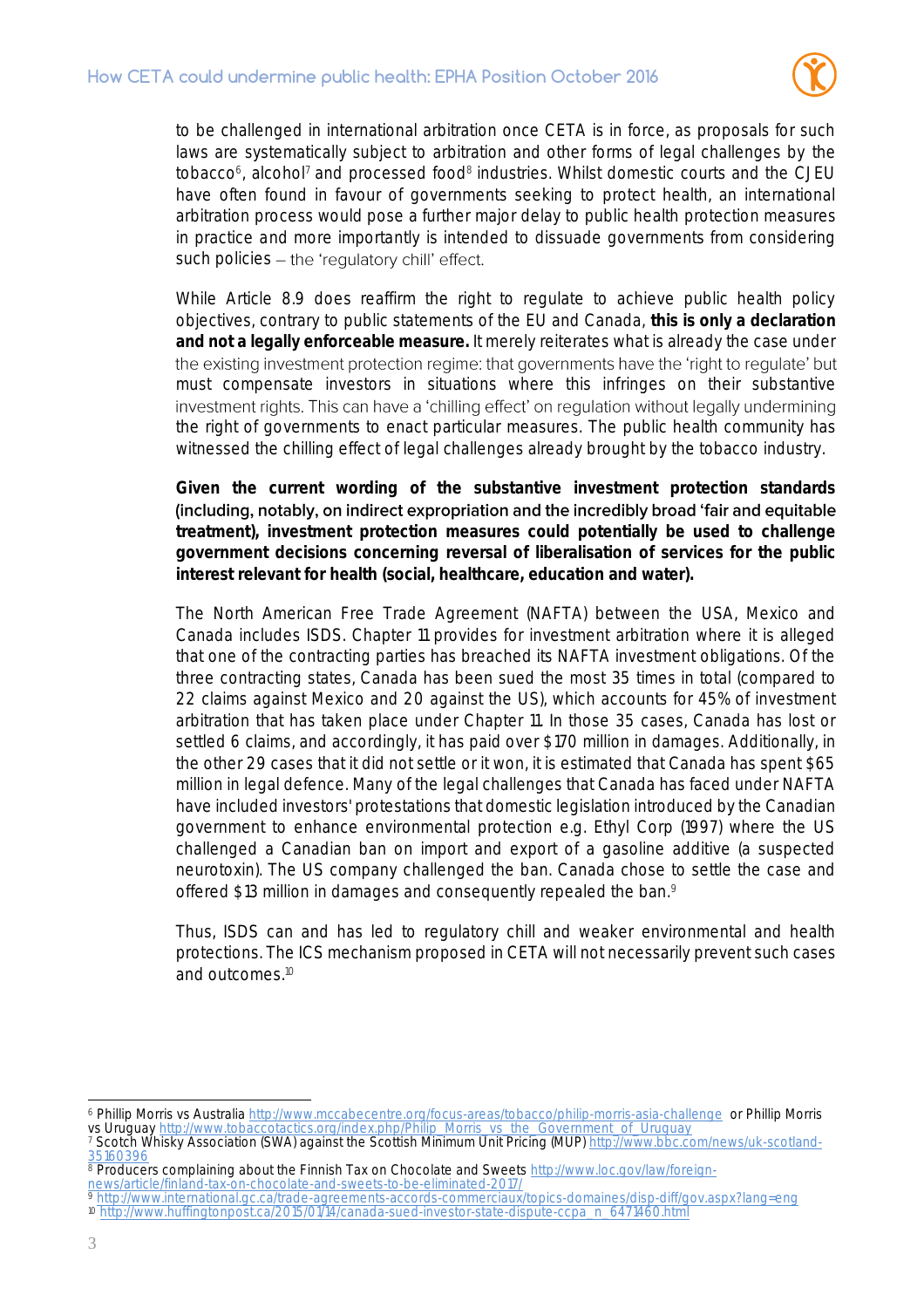to be challenged in international arbitration once CETA is in force, as proposals for such laws are systematically subject to arbitration and other forms of legal challenges by the tobacco[6], alcohol[7] and processed food[8] industries. Whilst domestic courts and the CJEU have often found in favour of governments seeking to protect health, an international arbitration process would pose a further major delay to public health protection measures in practice and more importantly is intended to dissuade governments from considering such policies – the 'regulatory chill' effect.

While Article 8.9 does reaffirm the right to regulate to achieve public health policy objectives, contrary to public statements of the EU and Canada, **this is only a declaration and not a legally enforceable measure.** It merely reiterates what is already the case under the existing investment protection regime: that governments have the 'right to regulate' but must compensate investors in situations where this infringes on their substantive investment rights. This can have a 'chilling effect' on regulation without legally undermining the right of governments to enact particular measures. The public health community has witnessed the chilling effect of legal challenges already brought by the tobacco industry.

**Given the current wording of the substantive investment protection standards (including, notably, on indirect expropriation and the incredibly broad 'fair and equitable treatment), investment protection measures could potentially be used to challenge government decisions concerning reversal of liberalisation of services for the public interest relevant for health (social, healthcare, education and water).**

The North American Free Trade Agreement (NAFTA) between the USA, Mexico and Canada includes ISDS. Chapter 11 provides for investment arbitration where it is alleged that one of the contracting parties has breached its NAFTA investment obligations. Of the three contracting states, Canada has been sued the most 35 times in total (compared to 22 claims against Mexico and 20 against the US), which accounts for 45% of investment arbitration that has taken place under Chapter 11. In those 35 cases, Canada has lost or settled 6 claims, and accordingly, it has paid over $170 million in damages. Additionally, in the other 29 cases that it did not settle or it won, it is estimated that Canada has spent $65 million in legal defence. Many of the legal challenges that Canada has faced under NAFTA have included investors' protestations that domestic legislation introduced by the Canadian government to enhance environmental protection e.g. Ethyl Corp (1997) where the US challenged a Canadian ban on import and export of a gasoline additive (a suspected neurotoxin). The US company challenged the ban. Canada chose to settle the case and offered $13 million in damages and consequently repealed the ban.[9]

Thus, ISDS can and has led to regulatory chill and weaker environmental and health protections. The ICS mechanism proposed in CETA will not necessarily prevent such cases and outcomes.[10]

---

[6] Phillip Morris vs Australia http://www.mccabecentre.org/focus-areas/tobacco/philip-morris-asia-challenge or Phillip Morris vs Uruguay http://www.tobaccotactics.org/index.php/Philip_Morris_vs_the_Government_of_Uruguay

[7] Scotch Whisky Association (SWA) against the Scottish Minimum Unit Pricing (MUP) http://www.bbc.com/news/uk-scotland-35160396

[8] Producers complaining about the Finnish Tax on Chocolate and Sweets http://www.loc.gov/law/foreign-news/article/finland-tax-on-chocolate-and-sweets-to-be-eliminated-2017/

[9] http://www.international.gc.ca/trade-agreements-accords-commerciaux/topics-domaines/disp-diff/gov.aspx?lang=eng

[10] http://www.huffingtonpost.ca/2015/01/14/canada-sued-investor-state-dispute-ccpa_n_6471460.html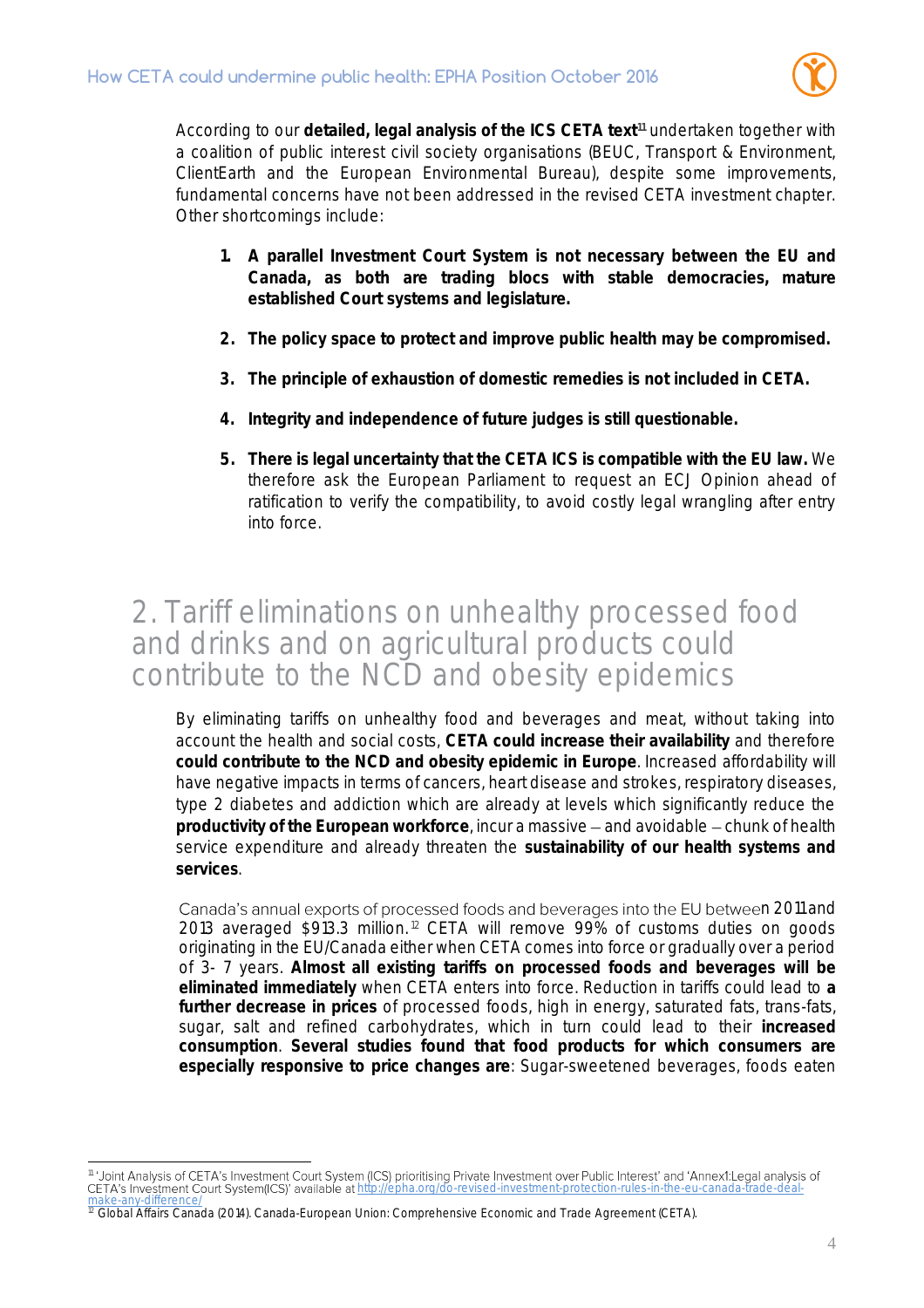According to our **detailed, legal analysis of the ICS CETA text**[11] undertaken together with a coalition of public interest civil society organisations (BEUC, Transport & Environment, ClientEarth and the European Environmental Bureau), despite some improvements, fundamental concerns have not been addressed in the revised CETA investment chapter. Other shortcomings include:

1. **A parallel Investment Court System is not necessary between the EU and Canada, as both are trading blocs with stable democracies, mature established Court systems and legislature.**
2. **The policy space to protect and improve public health may be compromised.**
3. **The principle of exhaustion of domestic remedies is not included in CETA.**
4. **Integrity and independence of future judges is still questionable.**
5. **There is legal uncertainty that the CETA ICS is compatible with the EU law.** We therefore ask the European Parliament to request an ECJ Opinion ahead of ratification to verify the compatibility, to avoid costly legal wrangling after entry into force.

## 2. Tariff eliminations on unhealthy processed food and drinks and on agricultural products could contribute to the NCD and obesity epidemics

By eliminating tariffs on unhealthy food and beverages and meat, without taking into account the health and social costs, **CETA could increase their availability** and therefore **could contribute to the NCD and obesity epidemic in Europe**. Increased affordability will have negative impacts in terms of cancers, heart disease and strokes, respiratory diseases, type 2 diabetes and addiction which are already at levels which significantly reduce the **productivity of the European workforce**, incur a massive – and avoidable – chunk of health service expenditure and already threaten the **sustainability of our health systems and services**.

Canada's annual exports of processed foods and beverages into the EU between 2011 and 2013 averaged $913.3 million.[12] CETA will remove 99% of customs duties on goods originating in the EU/Canada either when CETA comes into force or gradually over a period of 3- 7 years. **Almost all existing tariffs on processed foods and beverages will be eliminated immediately** when CETA enters into force. Reduction in tariffs could lead to **a further decrease in prices** of processed foods, high in energy, saturated fats, trans-fats, sugar, salt and refined carbohydrates, which in turn could lead to their **increased consumption**. **Several studies found that food products for which consumers are especially responsive to price changes are**: Sugar-sweetened beverages, foods eaten

---

[11] 'Joint Analysis of CETA's Investment Court System (ICS) prioritising Private Investment over Public Interest' and 'Annex1:Legal analysis of CETA's Investment Court System(ICS)' available at http://epha.org/do-revised-investment-protection-rules-in-the-eu-canada-trade-deal-make-any-difference/

[12] Global Affairs Canada (2014). Canada-European Union: Comprehensive Economic and Trade Agreement (CETA).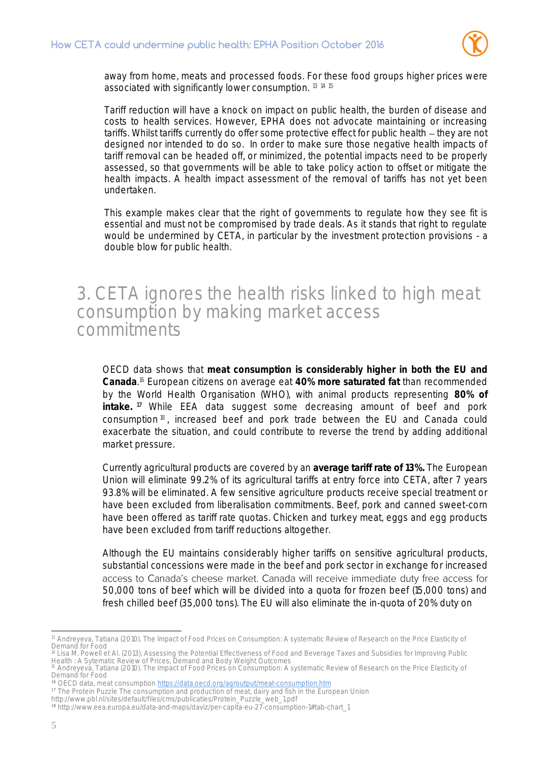away from home, meats and processed foods. For these food groups higher prices were associated with significantly lower consumption. [13] [14] [15]

Tariff reduction will have a knock on impact on public health, the burden of disease and costs to health services. However, EPHA does not advocate maintaining or increasing tariffs. Whilst tariffs currently do offer some protective effect for public health – they are not designed nor intended to do so. In order to make sure those negative health impacts of tariff removal can be headed off, or minimized, the potential impacts need to be properly assessed, so that governments will be able to take policy action to offset or mitigate the health impacts. A health impact assessment of the removal of tariffs has not yet been undertaken.

This example makes clear that the right of governments to regulate how they see fit is essential and must not be compromised by trade deals. As it stands that right to regulate would be undermined by CETA, in particular by the investment protection provisions - a double blow for public health.

## 3. CETA ignores the health risks linked to high meat consumption by making market access commitments

OECD data shows that **meat consumption is considerably higher in both the EU and Canada**.[16] European citizens on average eat **40% more saturated fat** than recommended by the World Health Organisation (WHO), with animal products representing **80% of intake.** [17] While EEA data suggest some decreasing amount of beef and pork consumption [18], increased beef and pork trade between the EU and Canada could exacerbate the situation, and could contribute to reverse the trend by adding additional market pressure.

Currently agricultural products are covered by an **average tariff rate of 13%.** The European Union will eliminate 99.2% of its agricultural tariffs at entry force into CETA, after 7 years 93.8% will be eliminated. A few sensitive agriculture products receive special treatment or have been excluded from liberalisation commitments. Beef, pork and canned sweet-corn have been offered as tariff rate quotas. Chicken and turkey meat, eggs and egg products have been excluded from tariff reductions altogether.

Although the EU maintains considerably higher tariffs on sensitive agricultural products, substantial concessions were made in the beef and pork sector in exchange for increased access to Canada's cheese market. Canada will receive immediate duty free access for 50,000 tons of beef which will be divided into a quota for frozen beef (15,000 tons) and fresh chilled beef (35,000 tons). The EU will also eliminate the in-quota of 20% duty on

---

[13] Andreyeva, Tatiana (2010). The Impact of Food Prices on Consumption: A systematic Review of Research on the Price Elasticity of Demand for Food

[14] Lisa M. Powell et Al. (2013). Assessing the Potential Effectiveness of Food and Beverage Taxes and Subsidies for Improving Public Health : A Sytematic Review of Prices, Demand and Body Weight Outcomes

[15] Andreyeva, Tatiana (2010). The Impact of Food Prices on Consumption: A systematic Review of Research on the Price Elasticity of Demand for Food

[16] OECD data, meat consumption https://data.oecd.org/agroutput/meat-consumption.htm

[17] The Protein Puzzle The consumption and production of meat, dairy and fish in the European Union http://www.pbl.nl/sites/default/files/cms/publicaties/Protein_Puzzle_web_1.pdf

[18] http://www.eea.europa.eu/data-and-maps/daviz/per-capita-eu-27-consumption-1#tab-chart_1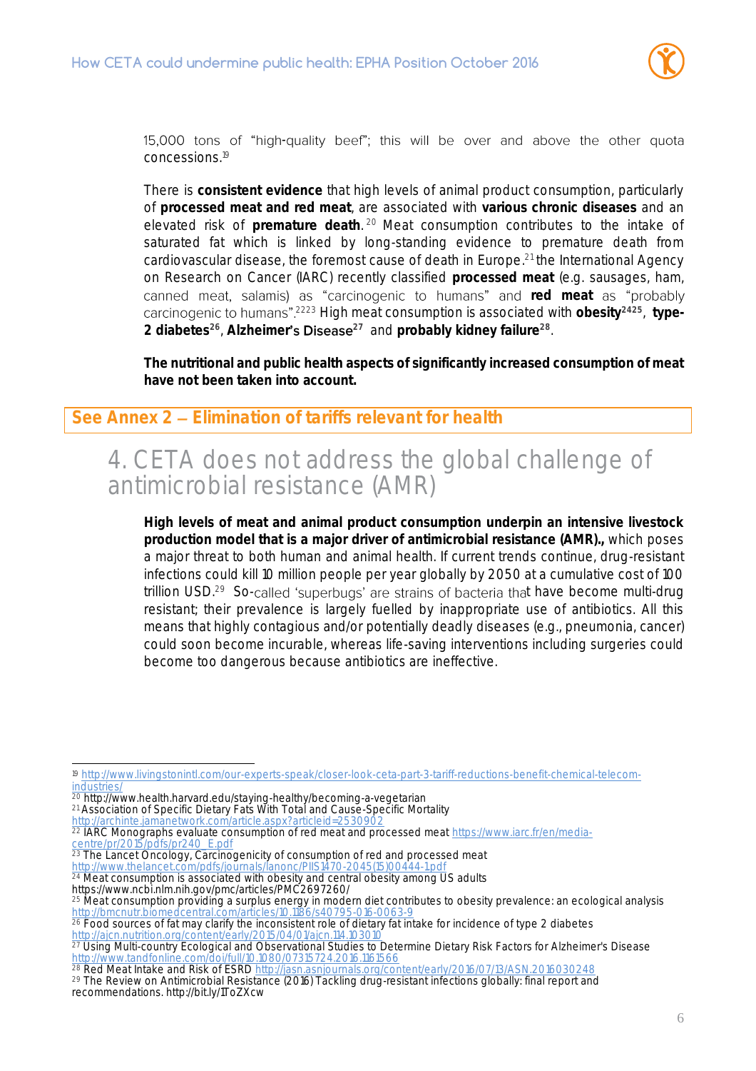15,000 tons of "high-quality beef"; this will be over and above the other quota concessions.[19]

There is **consistent evidence** that high levels of animal product consumption, particularly of **processed meat and red meat**, are associated with **various chronic diseases** and an elevated risk of **premature death**.[20] Meat consumption contributes to the intake of saturated fat which is linked by long-standing evidence to premature death from cardiovascular disease, the foremost cause of death in Europe.[21] the International Agency on Research on Cancer (IARC) recently classified **processed meat** (e.g. sausages, ham, canned meat, salamis) as "carcinogenic to humans" and **red meat** as "probably carcinogenic to humans".[22][23] High meat consumption is associated with **obesity**[24][25], **type-2 diabetes**[26], **Alzheimer's Disease**[27] and **probably kidney failure**[28].

**The nutritional and public health aspects of significantly increased consumption of meat have not been taken into account.**

**See Annex 2 – Elimination of tariffs relevant for health**

## 4. CETA does not address the global challenge of antimicrobial resistance (AMR)

**High levels of meat and animal product consumption underpin an intensive livestock production model that is a major driver of antimicrobial resistance (AMR).,** which poses a major threat to both human and animal health. If current trends continue, drug-resistant infections could kill 10 million people per year globally by 2050 at a cumulative cost of 100 trillion USD.[29] So-called 'superbugs' are strains of bacteria that have become multi-drug resistant; their prevalence is largely fuelled by inappropriate use of antibiotics. All this means that highly contagious and/or potentially deadly diseases (e.g., pneumonia, cancer) could soon become incurable, whereas life-saving interventions including surgeries could become too dangerous because antibiotics are ineffective.

---

[19] http://www.livingstonintl.com/our-experts-speak/closer-look-ceta-part-3-tariff-reductions-benefit-chemical-telecom-industries/

[20] http://www.health.harvard.edu/staying-healthy/becoming-a-vegetarian

[21] Association of Specific Dietary Fats With Total and Cause-Specific Mortality http://archinte.jamanetwork.com/article.aspx?articleid=2530902

[22] IARC Monographs evaluate consumption of red meat and processed meat https://www.iarc.fr/en/media-centre/pr/2015/pdfs/pr240_E.pdf

[23] The Lancet Oncology, Carcinogenicity of consumption of red and processed meat http://www.thelancet.com/pdfs/journals/lanonc/PIIS1470-2045(15)00444-1.pdf

[24] Meat consumption is associated with obesity and central obesity among US adults https://www.ncbi.nlm.nih.gov/pmc/articles/PMC2697260/

[25] Meat consumption providing a surplus energy in modern diet contributes to obesity prevalence: an ecological analysis http://bmcnutr.biomedcentral.com/articles/10.1186/s40795-016-0063-9

[26] Food sources of fat may clarify the inconsistent role of dietary fat intake for incidence of type 2 diabetes http://ajcn.nutrition.org/content/early/2015/04/01/ajcn.114.103010

[27] Using Multi-country Ecological and Observational Studies to Determine Dietary Risk Factors for Alzheimer's Disease http://www.tandfonline.com/doi/full/10.1080/07315724.2016.1161566

[28] Red Meat Intake and Risk of ESRD http://jasn.asnjournals.org/content/early/2016/07/13/ASN.2016030248

[29] The Review on Antimicrobial Resistance (2016) Tackling drug-resistant infections globally: final report and recommendations. http://bit.ly/1ToZXcw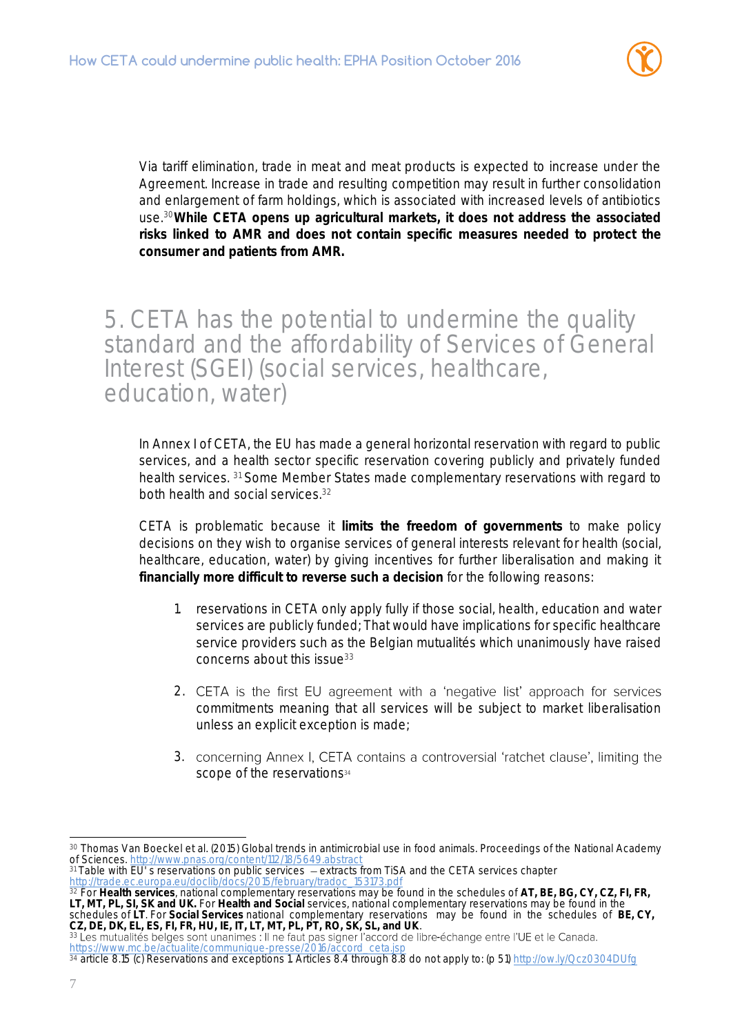Via tariff elimination, trade in meat and meat products is expected to increase under the Agreement. Increase in trade and resulting competition may result in further consolidation and enlargement of farm holdings, which is associated with increased levels of antibiotics use.[30] **While CETA opens up agricultural markets, it does not address the associated risks linked to AMR and does not contain specific measures needed to protect the consumer and patients from AMR.**

## 5. CETA has the potential to undermine the quality standard and the affordability of Services of General Interest (SGEI) (social services, healthcare, education, water)

In Annex I of CETA, the EU has made a general horizontal reservation with regard to public services, and a health sector specific reservation covering publicly and privately funded health services. [31] Some Member States made complementary reservations with regard to both health and social services.[32]

CETA is problematic because it **limits the freedom of governments** to make policy decisions on they wish to organise services of general interests relevant for health (social, healthcare, education, water) by giving incentives for further liberalisation and making it **financially more difficult to reverse such a decision** for the following reasons:

1. reservations in CETA only apply fully if those social, health, education and water services are publicly funded; That would have implications for specific healthcare service providers such as the Belgian mutualités which unanimously have raised concerns about this issue[33]

2. CETA is the first EU agreement with a 'negative list' approach for services commitments meaning that all services will be subject to market liberalisation unless an explicit exception is made;

3. concerning Annex I, CETA contains a controversial 'ratchet clause', limiting the scope of the reservations[34]

---

[30] Thomas Van Boeckel et al. (2015) Global trends in antimicrobial use in food animals. Proceedings of the National Academy of Sciences. http://www.pnas.org/content/112/18/5649.abstract

[31] Table with EU's reservations on public services – extracts from TiSA and the CETA services chapter http://trade.ec.europa.eu/doclib/docs/2015/february/tradoc_153173.pdf

[32] For **Health services**, national complementary reservations may be found in the schedules of **AT, BE, BG, CY, CZ, FI, FR, LT, MT, PL, SI, SK and UK.** For **Health and Social** services, national complementary reservations may be found in the schedules of **LT**. For **Social Services** national complementary reservations may be found in the schedules of **BE, CY, CZ, DE, DK, EL, ES, FI, FR, HU, IE, IT, LT, MT, PL, PT, RO, SK, SL, and UK**.

[33] Les mutualités belges sont unanimes : Il ne faut pas signer l'accord de libre-échange entre l'UE et le Canada. https://www.mc.be/actualite/communique-presse/2016/accord_ceta.jsp

[34] article 8.15 (c) Reservations and exceptions 1. Articles 8.4 through 8.8 do not apply to: (p 51) http://ow.ly/Qcz0304DUfg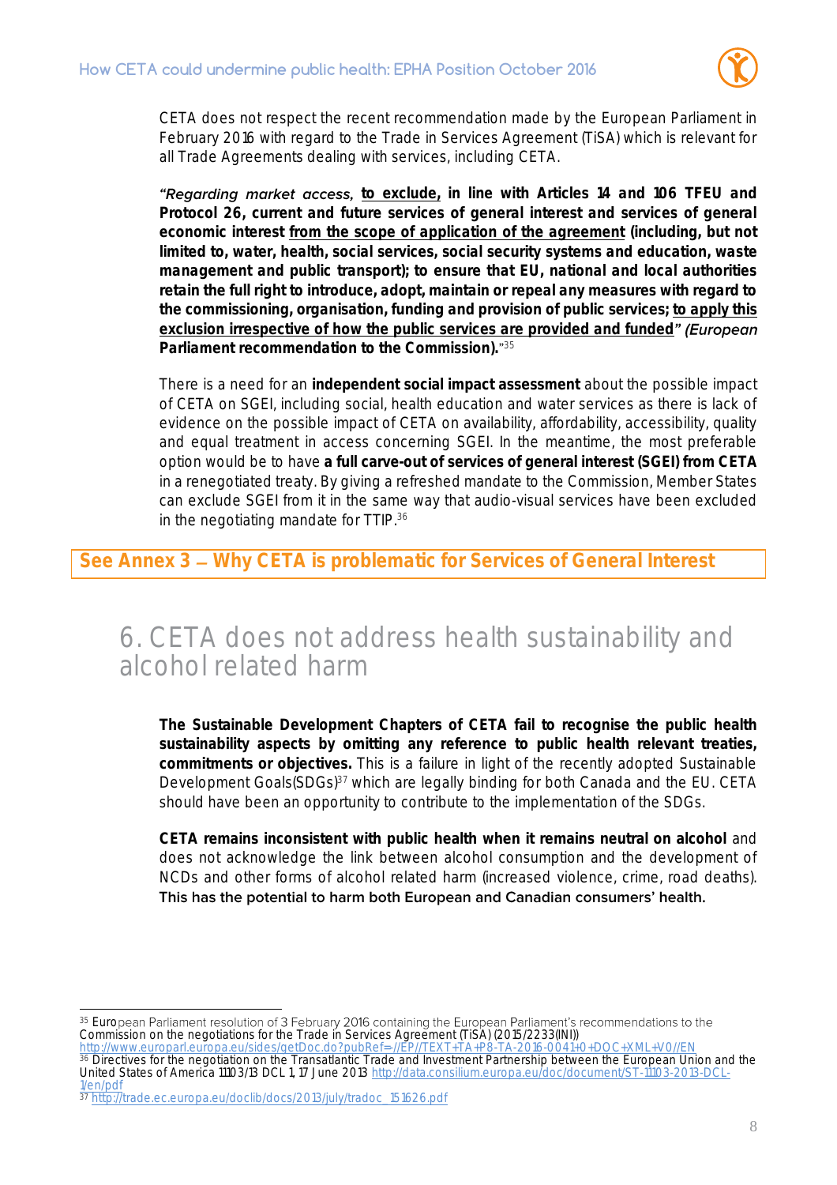CETA does not respect the recent recommendation made by the European Parliament in February 2016 with regard to the Trade in Services Agreement (TiSA) which is relevant for all Trade Agreements dealing with services, including CETA.

***"Regarding market access,* <u>to exclude,</u> in line with Articles 14 and 106 TFEU and Protocol 26, current and future services of general interest and services of general economic interest <u>from the scope of application of the agreement</u> (including, but not limited to, water, health, social services, social security systems and education, waste management and public transport); to ensure that EU, national and local authorities retain the full right to introduce, adopt, maintain or repeal any measures with regard to the commissioning, organisation, funding and provision of public services; <u>to apply this exclusion irrespective of how the public services are provided and funded</u>*" (European* Parliament recommendation to the Commission).**"[35]

There is a need for an **independent social impact assessment** about the possible impact of CETA on SGEI, including social, health education and water services as there is lack of evidence on the possible impact of CETA on availability, affordability, accessibility, quality and equal treatment in access concerning SGEI. In the meantime, the most preferable option would be to have **a full carve-out of services of general interest (SGEI) from CETA** in a renegotiated treaty. By giving a refreshed mandate to the Commission, Member States can exclude SGEI from it in the same way that audio-visual services have been excluded in the negotiating mandate for TTIP.[36]

**See Annex 3 – Why CETA is problematic for Services of General Interest**

## 6. CETA does not address health sustainability and alcohol related harm

**The Sustainable Development Chapters of CETA fail to recognise the public health sustainability aspects by omitting any reference to public health relevant treaties, commitments or objectives.** This is a failure in light of the recently adopted Sustainable Development Goals(SDGs)[37] which are legally binding for both Canada and the EU. CETA should have been an opportunity to contribute to the implementation of the SDGs.

**CETA remains inconsistent with public health when it remains neutral on alcohol** and does not acknowledge the link between alcohol consumption and the development of NCDs and other forms of alcohol related harm (increased violence, crime, road deaths). **This has the potential to harm both European and Canadian consumers' health.**

---

[35] European Parliament resolution of 3 February 2016 containing the European Parliament's recommendations to the Commission on the negotiations for the Trade in Services Agreement (TiSA) (2015/2233(INI)) http://www.europarl.europa.eu/sides/getDoc.do?pubRef=-//EP//TEXT+TA+P8-TA-2016-0041+0+DOC+XML+V0//EN

[36] Directives for the negotiation on the Transatlantic Trade and Investment Partnership between the European Union and the United States of America 11103/13 DCL 1, 17 June 2013 http://data.consilium.europa.eu/doc/document/ST-11103-2013-DCL-1/en/pdf

[37] http://trade.ec.europa.eu/doclib/docs/2013/july/tradoc_151626.pdf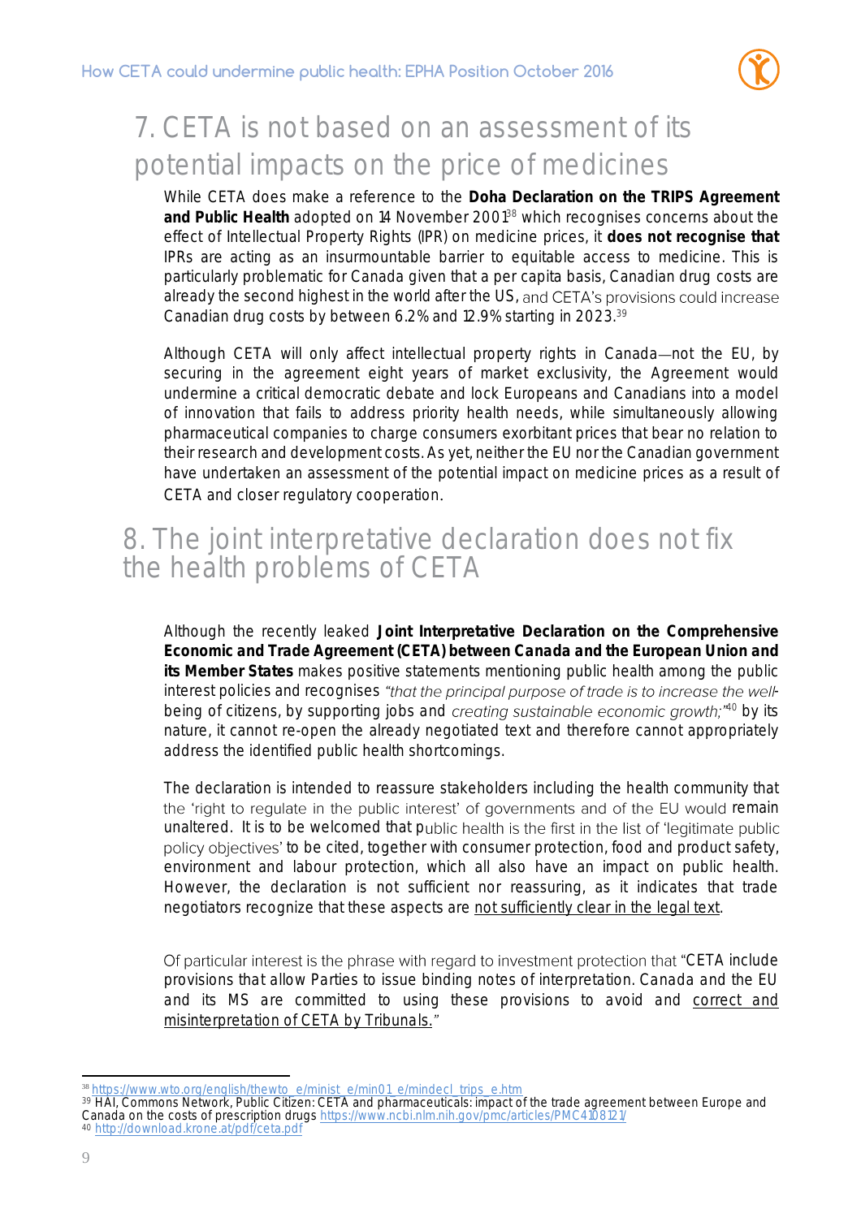## 7. CETA is not based on an assessment of its potential impacts on the price of medicines

While CETA does make a reference to the **Doha Declaration on the TRIPS Agreement and Public Health** adopted on 14 November 2001[38] which recognises concerns about the effect of Intellectual Property Rights (IPR) on medicine prices, it **does not recognise that** IPRs are acting as an insurmountable barrier to equitable access to medicine. This is particularly problematic for Canada given that a per capita basis, Canadian drug costs are already the second highest in the world after the US, and CETA's provisions could increase Canadian drug costs by between 6.2% and 12.9% starting in 2023.[39]

Although CETA will only affect intellectual property rights in Canada—not the EU, by securing in the agreement eight years of market exclusivity, the Agreement would undermine a critical democratic debate and lock Europeans and Canadians into a model of innovation that fails to address priority health needs, while simultaneously allowing pharmaceutical companies to charge consumers exorbitant prices that bear no relation to their research and development costs. As yet, neither the EU nor the Canadian government have undertaken an assessment of the potential impact on medicine prices as a result of CETA and closer regulatory cooperation.

## 8. The joint interpretative declaration does not fix the health problems of CETA

Although the recently leaked **Joint Interpretative Declaration on the Comprehensive Economic and Trade Agreement (CETA) between Canada and the European Union and its Member States** makes positive statements mentioning public health among the public interest policies and recognises *"that the principal purpose of trade is to increase the well-*being of citizens, by supporting jobs and *creating sustainable economic growth;"*[40] by its nature, it cannot re-open the already negotiated text and therefore cannot appropriately address the identified public health shortcomings.

The declaration is intended to reassure stakeholders including the health community that the 'right to regulate in the public interest' of governments and of the EU would remain unaltered. It is to be welcomed that public health is the first in the list of 'legitimate public policy objectives' to be cited, together with consumer protection, food and product safety, environment and labour protection, which all also have an impact on public health. However, the declaration is not sufficient nor reassuring, as it indicates that trade negotiators recognize that these aspects are not sufficiently clear in the legal text.

Of particular interest is the phrase with regard to investment protection that "CETA include provisions that allow Parties to issue binding notes of interpretation. Canada and the EU and its MS are committed to using these provisions to avoid and correct and misinterpretation of CETA by Tribunals."

---

[38] https://www.wto.org/english/thewto_e/minist_e/min01_e/mindecl_trips_e.htm

[39] HAI, Commons Network, Public Citizen: CETA and pharmaceuticals: impact of the trade agreement between Europe and Canada on the costs of prescription drugs https://www.ncbi.nlm.nih.gov/pmc/articles/PMC4108121/

[40] http://download.krone.at/pdf/ceta.pdf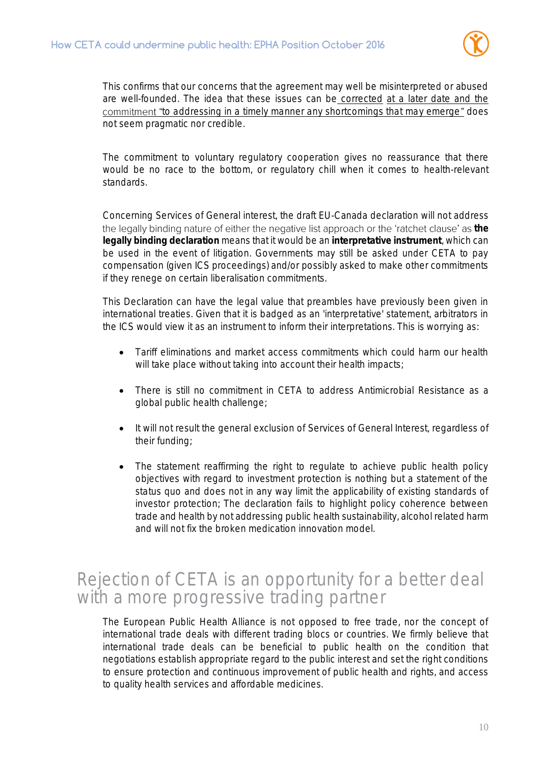This confirms that our concerns that the agreement may well be misinterpreted or abused are well-founded. The idea that these issues can be corrected at a later date and the commitment "to addressing in a timely manner any shortcomings that may emerge" does not seem pragmatic nor credible.

The commitment to voluntary regulatory cooperation gives no reassurance that there would be no race to the bottom, or regulatory chill when it comes to health-relevant standards.

Concerning Services of General interest, the draft EU-Canada declaration will not address the legally binding nature of either the negative list approach or the 'ratchet clause' as **the legally binding declaration** means that it would be an **interpretative instrument**, which can be used in the event of litigation. Governments may still be asked under CETA to pay compensation (given ICS proceedings) and/or possibly asked to make other commitments if they renege on certain liberalisation commitments.

This Declaration can have the legal value that preambles have previously been given in international treaties. Given that it is badged as an 'interpretative' statement, arbitrators in the ICS would view it as an instrument to inform their interpretations. This is worrying as:

- Tariff eliminations and market access commitments which could harm our health will take place without taking into account their health impacts;
- There is still no commitment in CETA to address Antimicrobial Resistance as a global public health challenge;
- It will not result the general exclusion of Services of General Interest, regardless of their funding;
- The statement reaffirming the right to regulate to achieve public health policy objectives with regard to investment protection is nothing but a statement of the status quo and does not in any way limit the applicability of existing standards of investor protection; The declaration fails to highlight policy coherence between trade and health by not addressing public health sustainability, alcohol related harm and will not fix the broken medication innovation model.

## Rejection of CETA is an opportunity for a better deal with a more progressive trading partner

The European Public Health Alliance is not opposed to free trade, nor the concept of international trade deals with different trading blocs or countries. We firmly believe that international trade deals can be beneficial to public health on the condition that negotiations establish appropriate regard to the public interest and set the right conditions to ensure protection and continuous improvement of public health and rights, and access to quality health services and affordable medicines.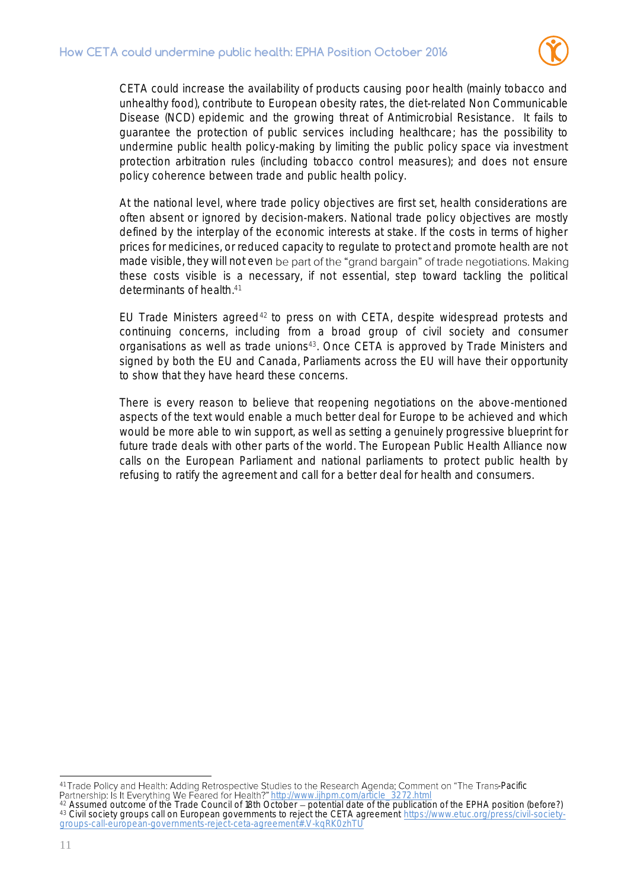CETA could increase the availability of products causing poor health (mainly tobacco and unhealthy food), contribute to European obesity rates, the diet-related Non Communicable Disease (NCD) epidemic and the growing threat of Antimicrobial Resistance. It fails to guarantee the protection of public services including healthcare; has the possibility to undermine public health policy-making by limiting the public policy space via investment protection arbitration rules (including tobacco control measures); and does not ensure policy coherence between trade and public health policy.

At the national level, where trade policy objectives are first set, health considerations are often absent or ignored by decision-makers. National trade policy objectives are mostly defined by the interplay of the economic interests at stake. If the costs in terms of higher prices for medicines, or reduced capacity to regulate to protect and promote health are not made visible, they will not even be part of the "grand bargain" of trade negotiations. Making these costs visible is a necessary, if not essential, step toward tackling the political determinants of health.[41]

EU Trade Ministers agreed[42] to press on with CETA, despite widespread protests and continuing concerns, including from a broad group of civil society and consumer organisations as well as trade unions[43]. Once CETA is approved by Trade Ministers and signed by both the EU and Canada, Parliaments across the EU will have their opportunity to show that they have heard these concerns.

There is every reason to believe that reopening negotiations on the above-mentioned aspects of the text would enable a much better deal for Europe to be achieved and which would be more able to win support, as well as setting a genuinely progressive blueprint for future trade deals with other parts of the world. The European Public Health Alliance now calls on the European Parliament and national parliaments to protect public health by refusing to ratify the agreement and call for a better deal for health and consumers.

---

[41] Trade Policy and Health: Adding Retrospective Studies to the Research Agenda; Comment on "The Trans-Pacific Partnership: Is It Everything We Feared for Health?" http://www.ijhpm.com/article_3272.html

[42] Assumed outcome of the Trade Council of 18th October – potential date of the publication of the EPHA position (before?)

[43] Civil society groups call on European governments to reject the CETA agreement https://www.etuc.org/press/civil-society-groups-call-european-governments-reject-ceta-agreement#.V-kqRK0zhTU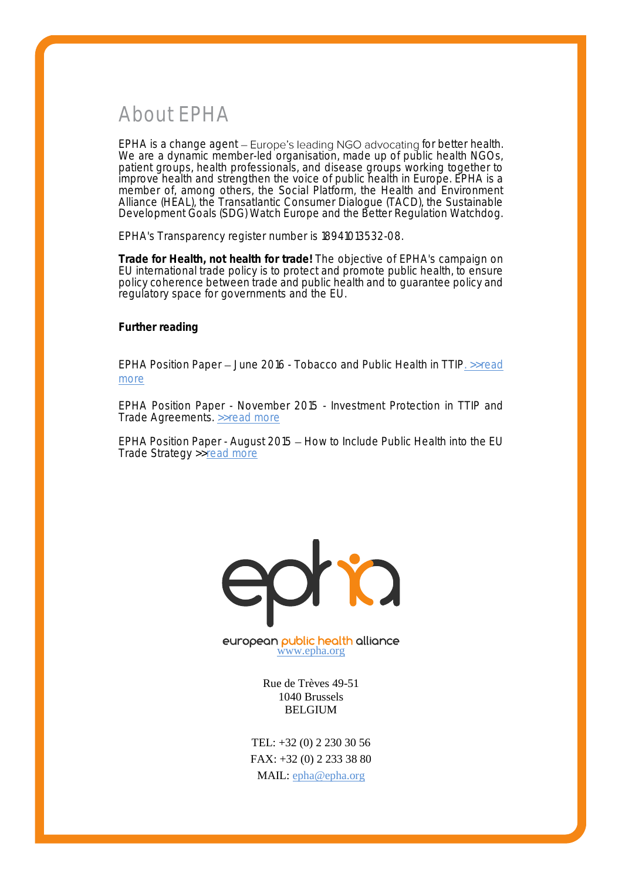# About EPHA

EPHA is a change agent – Europe's leading NGO advocating for better health. We are a dynamic member-led organisation, made up of public health NGOs, patient groups, health professionals, and disease groups working together to improve health and strengthen the voice of public health in Europe. EPHA is a member of, among others, the Social Platform, the Health and Environment Alliance (HEAL), the Transatlantic Consumer Dialogue (TACD), the Sustainable Development Goals (SDG) Watch Europe and the Better Regulation Watchdog.

EPHA's Transparency register number is 18941013532-08.

**Trade for Health, not health for trade!** The objective of EPHA's campaign on EU international trade policy is to protect and promote public health, to ensure policy coherence between trade and public health and to guarantee policy and regulatory space for governments and the EU.

**Further reading**

EPHA Position Paper – June 2016 - Tobacco and Public Health in TTIP. >>read more

EPHA Position Paper - November 2015 - Investment Protection in TTIP and Trade Agreements. >>read more

EPHA Position Paper - August 2015 – How to Include Public Health into the EU Trade Strategy >>read more

european public health alliance
www.epha.org

Rue de Trèves 49-51
1040 Brussels
BELGIUM

TEL: +32 (0) 2 230 30 56
FAX: +32 (0) 2 233 38 80
MAIL: epha@epha.org